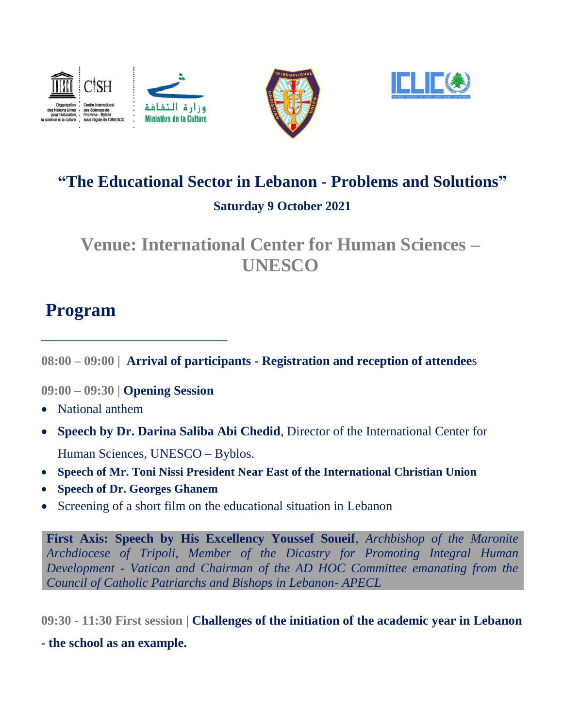# "The Educational Sector in Lebanon - Problems and Solutions"

**Saturday 9 October 2021**

## Venue: International Center for Human Sciences – UNESCO

## Program

**08:00 – 09:00 | Arrival of participants - Registration and reception of attendees**

**09:00 – 09:30 | Opening Session**

- National anthem
- **Speech by Dr. Darina Saliba Abi Chedid**, Director of the International Center for Human Sciences, UNESCO – Byblos.
- **Speech of Mr. Toni Nissi President Near East of the International Christian Union**
- **Speech of Dr. Georges Ghanem**
- Screening of a short film on the educational situation in Lebanon

**First Axis: Speech by His Excellency Youssef Soueif**, *Archbishop of the Maronite Archdiocese of Tripoli, Member of the Dicastry for Promoting Integral Human Development - Vatican and Chairman of the AD HOC Committee emanating from the Council of Catholic Patriarchs and Bishops in Lebanon- APECL*

**09:30 - 11:30 First session | Challenges of the initiation of the academic year in Lebanon - the school as an example.**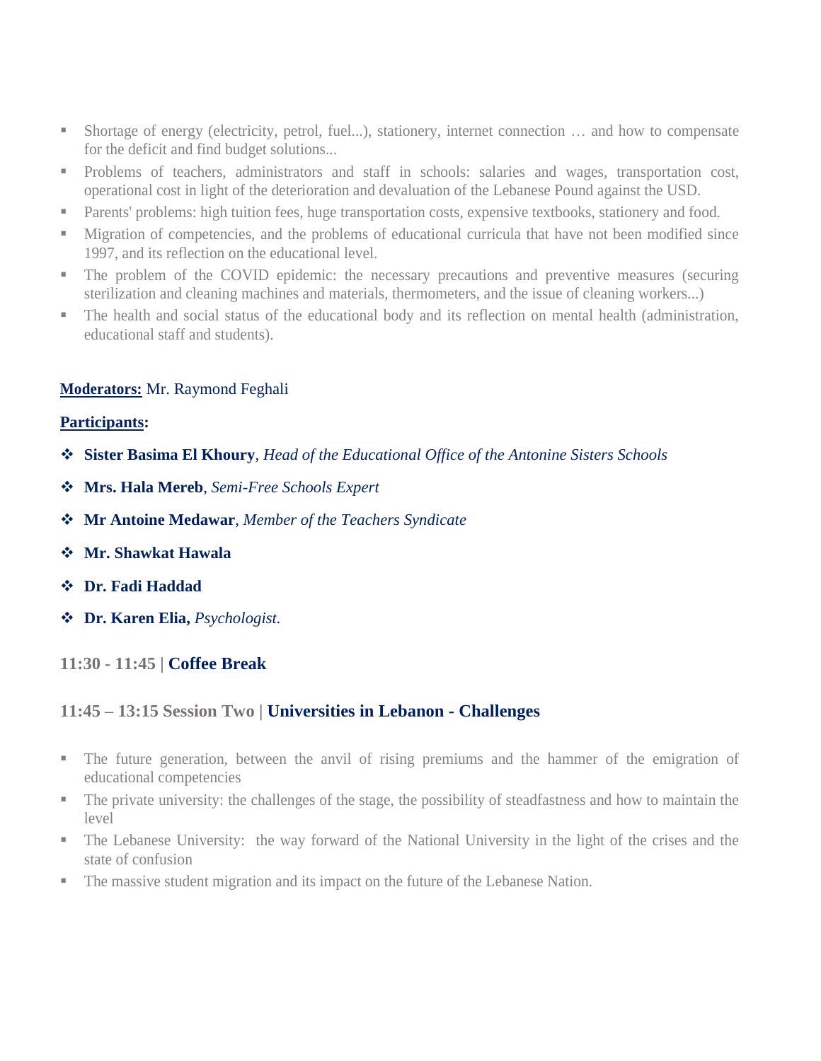- Shortage of energy (electricity, petrol, fuel...), stationery, internet connection … and how to compensate for the deficit and find budget solutions...
- Problems of teachers, administrators and staff in schools: salaries and wages, transportation cost, operational cost in light of the deterioration and devaluation of the Lebanese Pound against the USD.
- Parents' problems: high tuition fees, huge transportation costs, expensive textbooks, stationery and food.
- Migration of competencies, and the problems of educational curricula that have not been modified since 1997, and its reflection on the educational level.
- The problem of the COVID epidemic: the necessary precautions and preventive measures (securing sterilization and cleaning machines and materials, thermometers, and the issue of cleaning workers...)
- The health and social status of the educational body and its reflection on mental health (administration, educational staff and students).

**Moderators:** Mr. Raymond Feghali

**Participants:**

- **Sister Basima El Khoury**, *Head of the Educational Office of the Antonine Sisters Schools*
- **Mrs. Hala Mereb**, *Semi-Free Schools Expert*
- **Mr Antoine Medawar**, *Member of the Teachers Syndicate*
- **Mr. Shawkat Hawala**
- **Dr. Fadi Haddad**
- **Dr. Karen Elia,** *Psychologist.*

### 11:30 - 11:45 | Coffee Break

### 11:45 – 13:15 Session Two | Universities in Lebanon - Challenges

- The future generation, between the anvil of rising premiums and the hammer of the emigration of educational competencies
- The private university: the challenges of the stage, the possibility of steadfastness and how to maintain the level
- The Lebanese University: the way forward of the National University in the light of the crises and the state of confusion
- The massive student migration and its impact on the future of the Lebanese Nation.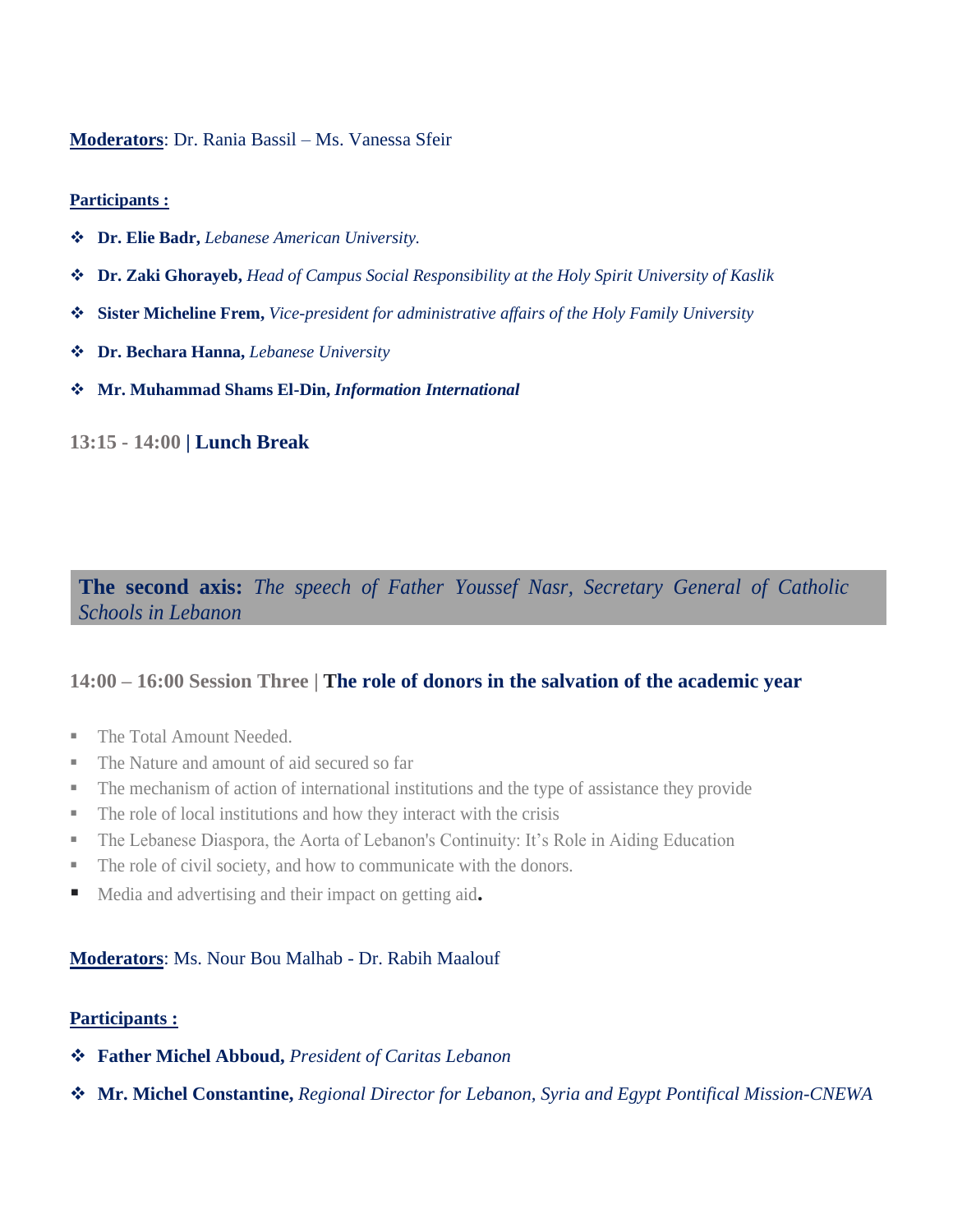**Moderators**: Dr. Rania Bassil – Ms. Vanessa Sfeir

**Participants :**

- **Dr. Elie Badr,** *Lebanese American University.*
- **Dr. Zaki Ghorayeb,** *Head of Campus Social Responsibility at the Holy Spirit University of Kaslik*
- **Sister Micheline Frem,** *Vice-president for administrative affairs of the Holy Family University*
- **Dr. Bechara Hanna,** *Lebanese University*
- **Mr. Muhammad Shams El-Din,** ***Information International***

### 13:15 - 14:00 | Lunch Break

## The second axis: *The speech of Father Youssef Nasr, Secretary General of Catholic Schools in Lebanon*

### 14:00 – 16:00 Session Three | The role of donors in the salvation of the academic year

- The Total Amount Needed.
- The Nature and amount of aid secured so far
- The mechanism of action of international institutions and the type of assistance they provide
- The role of local institutions and how they interact with the crisis
- The Lebanese Diaspora, the Aorta of Lebanon's Continuity: It's Role in Aiding Education
- The role of civil society, and how to communicate with the donors.
- Media and advertising and their impact on getting aid.

**Moderators**: Ms. Nour Bou Malhab - Dr. Rabih Maalouf

**Participants :**

- **Father Michel Abboud,** *President of Caritas Lebanon*
- **Mr. Michel Constantine,** *Regional Director for Lebanon, Syria and Egypt Pontifical Mission-CNEWA*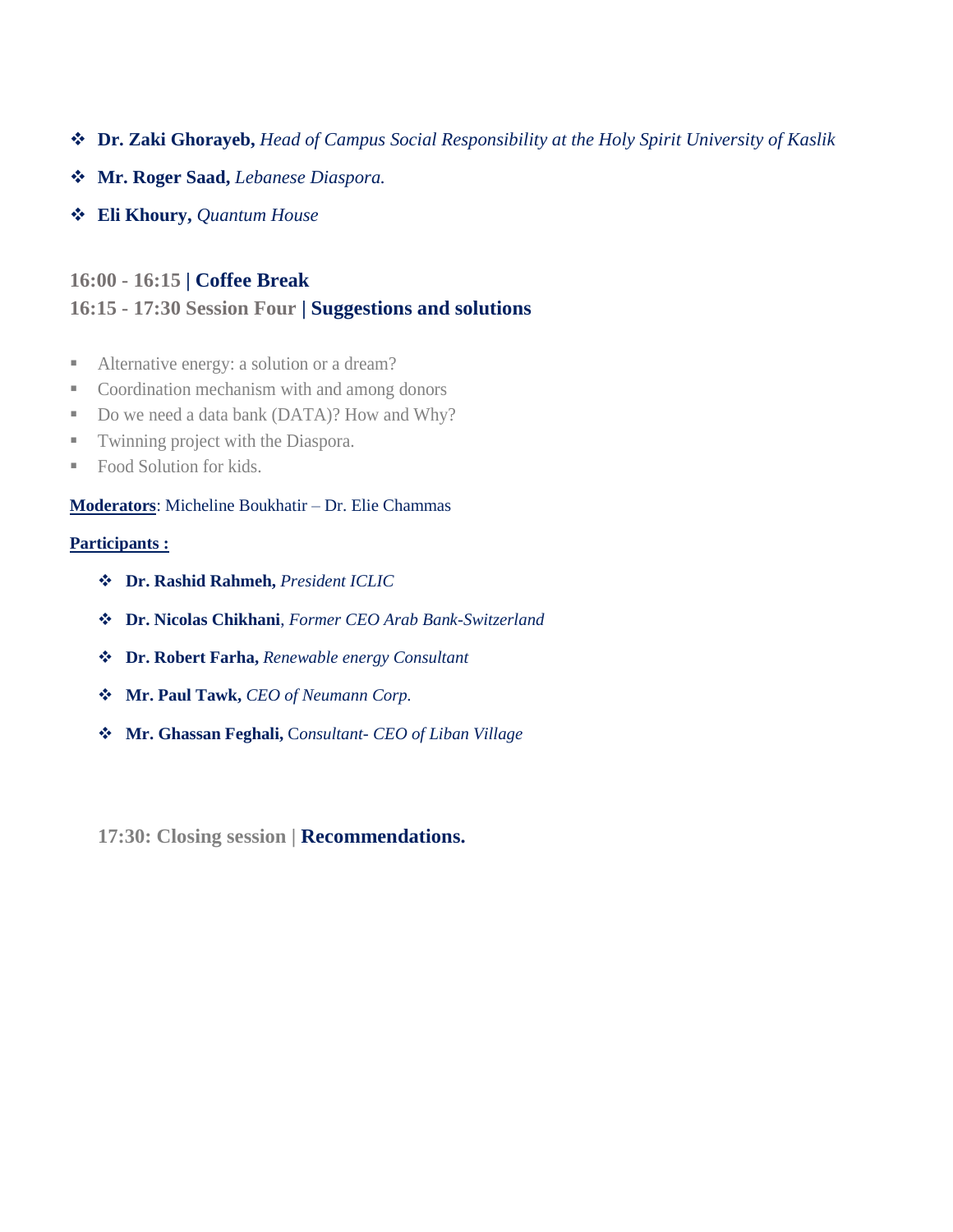- **Dr. Zaki Ghorayeb,** *Head of Campus Social Responsibility at the Holy Spirit University of Kaslik*
- **Mr. Roger Saad,** *Lebanese Diaspora.*
- **Eli Khoury,** *Quantum House*

### 16:00 - 16:15 | Coffee Break

### 16:15 - 17:30 Session Four | Suggestions and solutions

- Alternative energy: a solution or a dream?
- Coordination mechanism with and among donors
- Do we need a data bank (DATA)? How and Why?
- Twinning project with the Diaspora.
- Food Solution for kids.

**Moderators**: Micheline Boukhatir – Dr. Elie Chammas

**Participants :**

- **Dr. Rashid Rahmeh,** *President ICLIC*
- **Dr. Nicolas Chikhani**, *Former CEO Arab Bank-Switzerland*
- **Dr. Robert Farha,** *Renewable energy Consultant*
- **Mr. Paul Tawk,** *CEO of Neumann Corp.*
- **Mr. Ghassan Feghali,** C*onsultant- CEO of Liban Village*

### 17:30: Closing session | Recommendations.